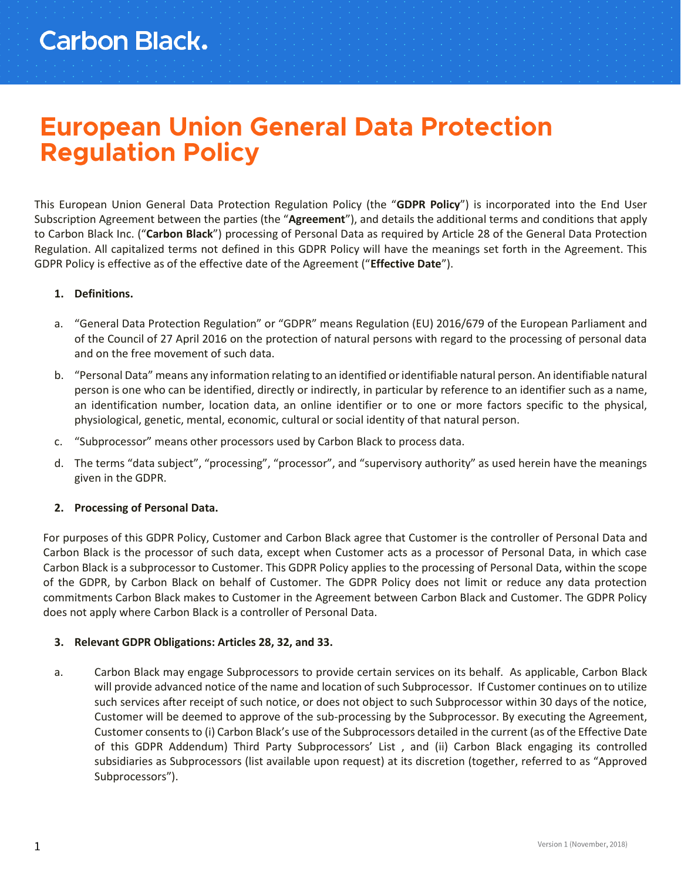Carbon Black.

# European Union General Data Protection Regulation Policy

This European Union General Data Protection Regulation Policy (the "**GDPR Policy**") is incorporated into the End User Subscription Agreement between the parties (the "**Agreement**"), and details the additional terms and conditions that apply to Carbon Black Inc. ("**Carbon Black**") processing of Personal Data as required by Article 28 of the General Data Protection Regulation. All capitalized terms not defined in this GDPR Policy will have the meanings set forth in the Agreement. This GDPR Policy is effective as of the effective date of the Agreement ("**Effective Date**").

**1. Definitions.**

a. "General Data Protection Regulation" or "GDPR" means Regulation (EU) 2016/679 of the European Parliament and of the Council of 27 April 2016 on the protection of natural persons with regard to the processing of personal data and on the free movement of such data.

b. "Personal Data" means any information relating to an identified or identifiable natural person. An identifiable natural person is one who can be identified, directly or indirectly, in particular by reference to an identifier such as a name, an identification number, location data, an online identifier or to one or more factors specific to the physical, physiological, genetic, mental, economic, cultural or social identity of that natural person.

c. "Subprocessor" means other processors used by Carbon Black to process data.

d. The terms "data subject", "processing", "processor", and "supervisory authority" as used herein have the meanings given in the GDPR.

**2. Processing of Personal Data.**

For purposes of this GDPR Policy, Customer and Carbon Black agree that Customer is the controller of Personal Data and Carbon Black is the processor of such data, except when Customer acts as a processor of Personal Data, in which case Carbon Black is a subprocessor to Customer. This GDPR Policy applies to the processing of Personal Data, within the scope of the GDPR, by Carbon Black on behalf of Customer. The GDPR Policy does not limit or reduce any data protection commitments Carbon Black makes to Customer in the Agreement between Carbon Black and Customer. The GDPR Policy does not apply where Carbon Black is a controller of Personal Data.

**3. Relevant GDPR Obligations: Articles 28, 32, and 33.**

a. Carbon Black may engage Subprocessors to provide certain services on its behalf. As applicable, Carbon Black will provide advanced notice of the name and location of such Subprocessor. If Customer continues on to utilize such services after receipt of such notice, or does not object to such Subprocessor within 30 days of the notice, Customer will be deemed to approve of the sub-processing by the Subprocessor. By executing the Agreement, Customer consents to (i) Carbon Black's use of the Subprocessors detailed in the current (as of the Effective Date of this GDPR Addendum) Third Party Subprocessors' List , and (ii) Carbon Black engaging its controlled subsidiaries as Subprocessors (list available upon request) at its discretion (together, referred to as "Approved Subprocessors").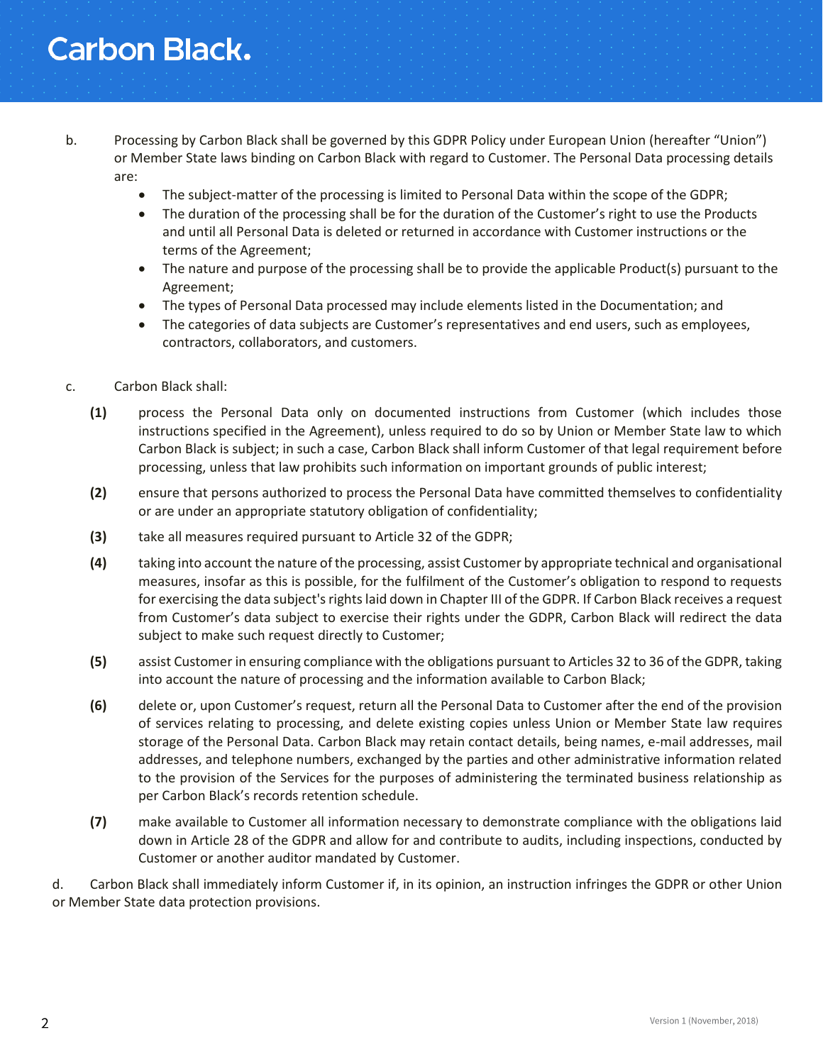b. Processing by Carbon Black shall be governed by this GDPR Policy under European Union (hereafter "Union") or Member State laws binding on Carbon Black with regard to Customer. The Personal Data processing details are:

- The subject-matter of the processing is limited to Personal Data within the scope of the GDPR;
- The duration of the processing shall be for the duration of the Customer's right to use the Products and until all Personal Data is deleted or returned in accordance with Customer instructions or the terms of the Agreement;
- The nature and purpose of the processing shall be to provide the applicable Product(s) pursuant to the Agreement;
- The types of Personal Data processed may include elements listed in the Documentation; and
- The categories of data subjects are Customer's representatives and end users, such as employees, contractors, collaborators, and customers.

c. Carbon Black shall:

**(1)** process the Personal Data only on documented instructions from Customer (which includes those instructions specified in the Agreement), unless required to do so by Union or Member State law to which Carbon Black is subject; in such a case, Carbon Black shall inform Customer of that legal requirement before processing, unless that law prohibits such information on important grounds of public interest;

**(2)** ensure that persons authorized to process the Personal Data have committed themselves to confidentiality or are under an appropriate statutory obligation of confidentiality;

**(3)** take all measures required pursuant to Article 32 of the GDPR;

**(4)** taking into account the nature of the processing, assist Customer by appropriate technical and organisational measures, insofar as this is possible, for the fulfilment of the Customer's obligation to respond to requests for exercising the data subject's rights laid down in Chapter III of the GDPR. If Carbon Black receives a request from Customer's data subject to exercise their rights under the GDPR, Carbon Black will redirect the data subject to make such request directly to Customer;

**(5)** assist Customer in ensuring compliance with the obligations pursuant to Articles 32 to 36 of the GDPR, taking into account the nature of processing and the information available to Carbon Black;

**(6)** delete or, upon Customer's request, return all the Personal Data to Customer after the end of the provision of services relating to processing, and delete existing copies unless Union or Member State law requires storage of the Personal Data. Carbon Black may retain contact details, being names, e-mail addresses, mail addresses, and telephone numbers, exchanged by the parties and other administrative information related to the provision of the Services for the purposes of administering the terminated business relationship as per Carbon Black's records retention schedule.

**(7)** make available to Customer all information necessary to demonstrate compliance with the obligations laid down in Article 28 of the GDPR and allow for and contribute to audits, including inspections, conducted by Customer or another auditor mandated by Customer.

d. Carbon Black shall immediately inform Customer if, in its opinion, an instruction infringes the GDPR or other Union or Member State data protection provisions.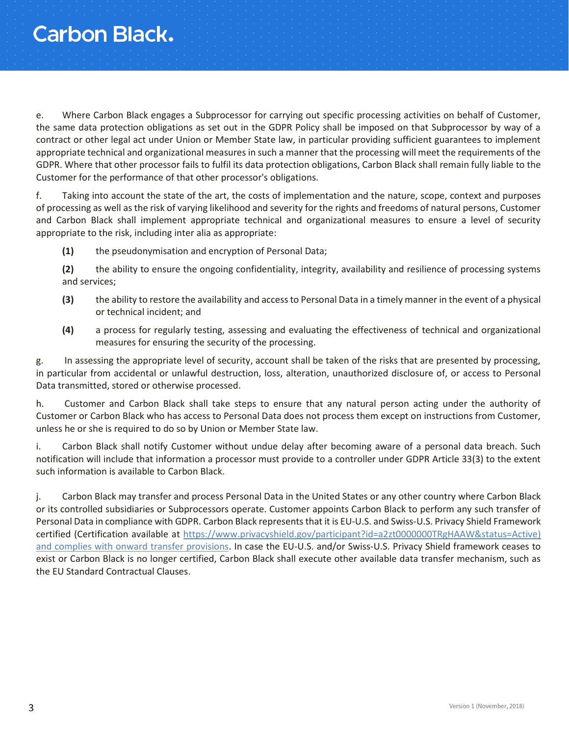e. Where Carbon Black engages a Subprocessor for carrying out specific processing activities on behalf of Customer, the same data protection obligations as set out in the GDPR Policy shall be imposed on that Subprocessor by way of a contract or other legal act under Union or Member State law, in particular providing sufficient guarantees to implement appropriate technical and organizational measures in such a manner that the processing will meet the requirements of the GDPR. Where that other processor fails to fulfil its data protection obligations, Carbon Black shall remain fully liable to the Customer for the performance of that other processor's obligations.

f. Taking into account the state of the art, the costs of implementation and the nature, scope, context and purposes of processing as well as the risk of varying likelihood and severity for the rights and freedoms of natural persons, Customer and Carbon Black shall implement appropriate technical and organizational measures to ensure a level of security appropriate to the risk, including inter alia as appropriate:

**(1)** the pseudonymisation and encryption of Personal Data;

**(2)** the ability to ensure the ongoing confidentiality, integrity, availability and resilience of processing systems and services;

**(3)** the ability to restore the availability and access to Personal Data in a timely manner in the event of a physical or technical incident; and

**(4)** a process for regularly testing, assessing and evaluating the effectiveness of technical and organizational measures for ensuring the security of the processing.

g. In assessing the appropriate level of security, account shall be taken of the risks that are presented by processing, in particular from accidental or unlawful destruction, loss, alteration, unauthorized disclosure of, or access to Personal Data transmitted, stored or otherwise processed.

h. Customer and Carbon Black shall take steps to ensure that any natural person acting under the authority of Customer or Carbon Black who has access to Personal Data does not process them except on instructions from Customer, unless he or she is required to do so by Union or Member State law.

i. Carbon Black shall notify Customer without undue delay after becoming aware of a personal data breach. Such notification will include that information a processor must provide to a controller under GDPR Article 33(3) to the extent such information is available to Carbon Black.

j. Carbon Black may transfer and process Personal Data in the United States or any other country where Carbon Black or its controlled subsidiaries or Subprocessors operate. Customer appoints Carbon Black to perform any such transfer of Personal Data in compliance with GDPR. Carbon Black represents that it is EU-U.S. and Swiss-U.S. Privacy Shield Framework certified (Certification available at https://www.privacyshield.gov/participant?id=a2zt0000000TRgHAAW&status=Active) and complies with onward transfer provisions. In case the EU-U.S. and/or Swiss-U.S. Privacy Shield framework ceases to exist or Carbon Black is no longer certified, Carbon Black shall execute other available data transfer mechanism, such as the EU Standard Contractual Clauses.